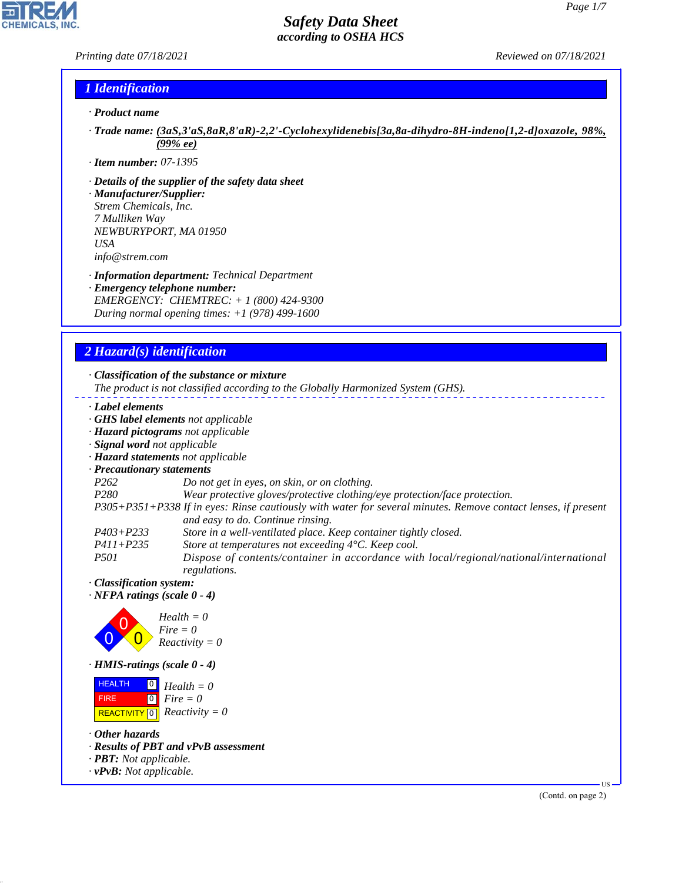# Safety Data Sheet
## according to OSHA HCS

*Printing date 07/18/2021* *Reviewed on 07/18/2021*

## 1 Identification

- **Product name**
- **Trade name:** (3aS,3'aS,8aR,8'aR)-2,2'-Cyclohexylidenebis[3a,8a-dihydro-8H-indeno[1,2-d]oxazole, 98%, (99% ee)
- **Item number:** 07-1395
- **Details of the supplier of the safety data sheet**
- **Manufacturer/Supplier:**
  Strem Chemicals, Inc.
  7 Mulliken Way
  NEWBURYPORT, MA 01950
  USA
  info@strem.com
- **Information department:** Technical Department
- **Emergency telephone number:**
  EMERGENCY: CHEMTREC: + 1 (800) 424-9300
  During normal opening times: +1 (978) 499-1600

## 2 Hazard(s) identification

- **Classification of the substance or mixture**
  The product is not classified according to the Globally Harmonized System (GHS).

- **Label elements**
- **GHS label elements** not applicable
- **Hazard pictograms** not applicable
- **Signal word** not applicable
- **Hazard statements** not applicable
- **Precautionary statements**

| | |
|---|---|
| P262 | Do not get in eyes, on skin, or on clothing. |
| P280 | Wear protective gloves/protective clothing/eye protection/face protection. |
| P305+P351+P338 | If in eyes: Rinse cautiously with water for several minutes. Remove contact lenses, if present and easy to do. Continue rinsing. |
| P403+P233 | Store in a well-ventilated place. Keep container tightly closed. |
| P411+P235 | Store at temperatures not exceeding 4°C. Keep cool. |
| P501 | Dispose of contents/container in accordance with local/regional/national/international regulations. |

- **Classification system:**
- **NFPA ratings (scale 0 - 4)**

  Health = 0
  Fire = 0
  Reactivity = 0

- **HMIS-ratings (scale 0 - 4)**

| | | |
|---|---|---|
| HEALTH | 0 | Health = 0 |
| FIRE | 0 | Fire = 0 |
| REACTIVITY | 0 | Reactivity = 0 |

- **Other hazards**
- **Results of PBT and vPvB assessment**
- **PBT:** Not applicable.
- **vPvB:** Not applicable.

(Contd. on page 2)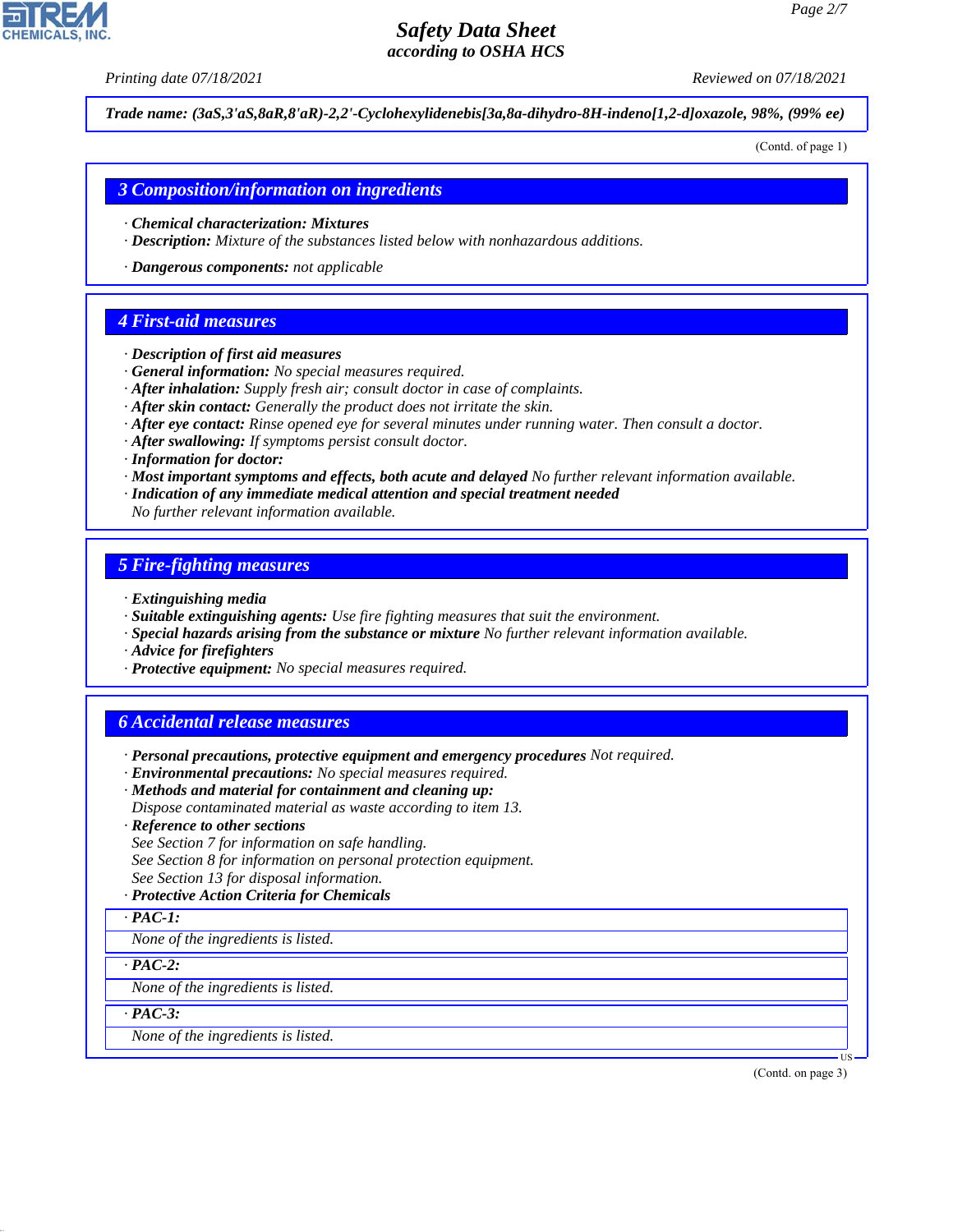Trade name: (3aS,3'aS,8aR,8'aR)-2,2'-Cyclohexylidenebis[3a,8a-dihydro-8H-indeno[1,2-d]oxazole, 98%, (99% ee)

(Contd. of page 1)

## 3 Composition/information on ingredients

· **Chemical characterization: Mixtures**
· **Description:** Mixture of the substances listed below with nonhazardous additions.

· **Dangerous components:** not applicable

## 4 First-aid measures

· **Description of first aid measures**
· **General information:** No special measures required.
· **After inhalation:** Supply fresh air; consult doctor in case of complaints.
· **After skin contact:** Generally the product does not irritate the skin.
· **After eye contact:** Rinse opened eye for several minutes under running water. Then consult a doctor.
· **After swallowing:** If symptoms persist consult doctor.
· **Information for doctor:**
· **Most important symptoms and effects, both acute and delayed** No further relevant information available.
· **Indication of any immediate medical attention and special treatment needed**
No further relevant information available.

## 5 Fire-fighting measures

· **Extinguishing media**
· **Suitable extinguishing agents:** Use fire fighting measures that suit the environment.
· **Special hazards arising from the substance or mixture** No further relevant information available.
· **Advice for firefighters**
· **Protective equipment:** No special measures required.

## 6 Accidental release measures

· **Personal precautions, protective equipment and emergency procedures** Not required.
· **Environmental precautions:** No special measures required.
· **Methods and material for containment and cleaning up:**
Dispose contaminated material as waste according to item 13.
· **Reference to other sections**
See Section 7 for information on safe handling.
See Section 8 for information on personal protection equipment.
See Section 13 for disposal information.
· **Protective Action Criteria for Chemicals**

· **PAC-1:**
None of the ingredients is listed.

· **PAC-2:**
None of the ingredients is listed.

· **PAC-3:**
None of the ingredients is listed.

(Contd. on page 3)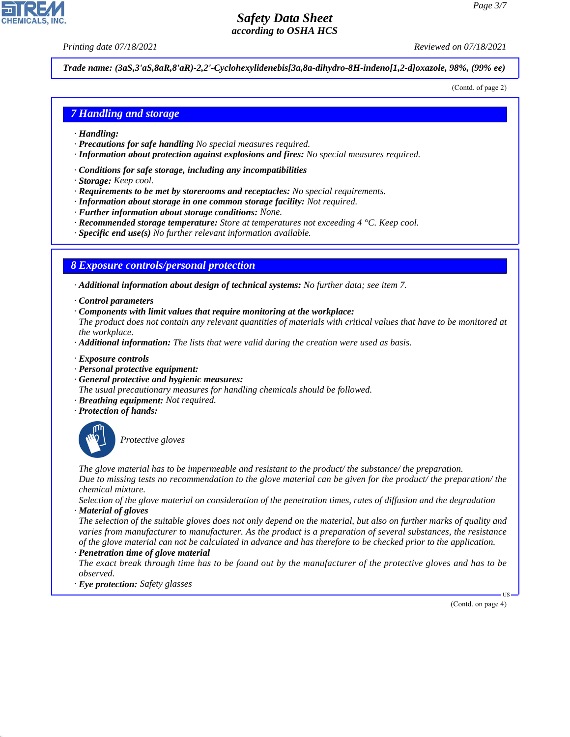*Trade name: (3aS,3'aS,8aR,8'aR)-2,2'-Cyclohexylidenebis[3a,8a-dihydro-8H-indeno[1,2-d]oxazole, 98%, (99% ee)*

(Contd. of page 2)

## 7 Handling and storage

- ***Handling:***
- ***Precautions for safe handling*** *No special measures required.*
- ***Information about protection against explosions and fires:*** *No special measures required.*

- ***Conditions for safe storage, including any incompatibilities***
- ***Storage:*** *Keep cool.*
- ***Requirements to be met by storerooms and receptacles:*** *No special requirements.*
- ***Information about storage in one common storage facility:*** *Not required.*
- ***Further information about storage conditions:*** *None.*
- ***Recommended storage temperature:*** *Store at temperatures not exceeding 4 °C. Keep cool.*
- ***Specific end use(s)*** *No further relevant information available.*

## 8 Exposure controls/personal protection

- ***Additional information about design of technical systems:*** *No further data; see item 7.*

- ***Control parameters***
- ***Components with limit values that require monitoring at the workplace:***
  *The product does not contain any relevant quantities of materials with critical values that have to be monitored at the workplace.*
- ***Additional information:*** *The lists that were valid during the creation were used as basis.*

- ***Exposure controls***
- ***Personal protective equipment:***
- ***General protective and hygienic measures:***
  *The usual precautionary measures for handling chemicals should be followed.*
- ***Breathing equipment:*** *Not required.*
- ***Protection of hands:***

  *Protective gloves*

  *The glove material has to be impermeable and resistant to the product/ the substance/ the preparation.*
  *Due to missing tests no recommendation to the glove material can be given for the product/ the preparation/ the chemical mixture.*
  *Selection of the glove material on consideration of the penetration times, rates of diffusion and the degradation*
- ***Material of gloves***
  *The selection of the suitable gloves does not only depend on the material, but also on further marks of quality and varies from manufacturer to manufacturer. As the product is a preparation of several substances, the resistance of the glove material can not be calculated in advance and has therefore to be checked prior to the application.*
- ***Penetration time of glove material***
  *The exact break through time has to be found out by the manufacturer of the protective gloves and has to be observed.*
- ***Eye protection:*** *Safety glasses*

(Contd. on page 4)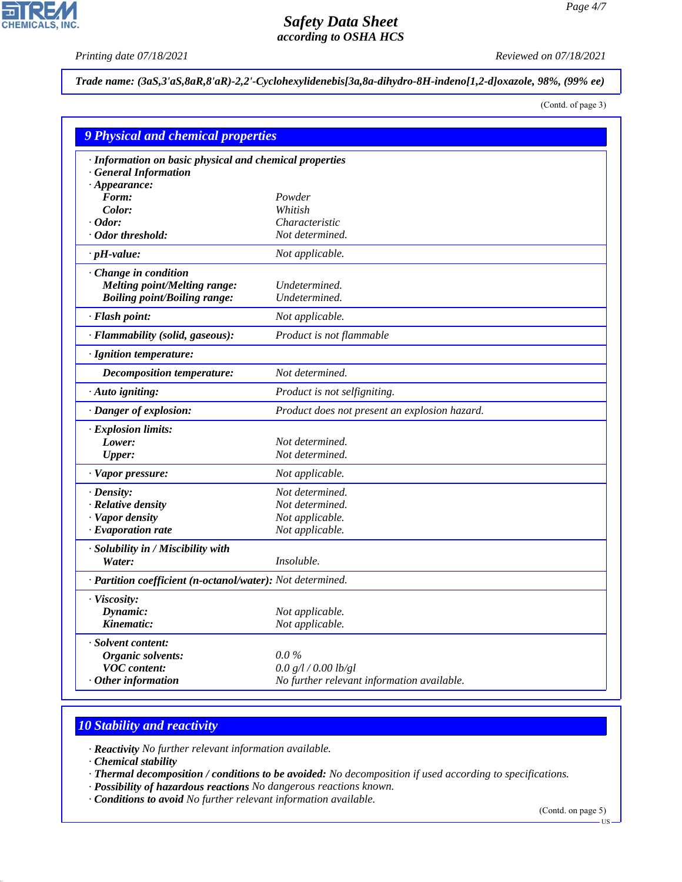**Trade name: (3aS,3'aS,8aR,8'aR)-2,2'-Cyclohexylidenebis[3a,8a-dihydro-8H-indeno[1,2-d]oxazole, 98%, (99% ee)**

(Contd. of page 3)

## 9 Physical and chemical properties

| Property | Value |
|---|---|
| **· Information on basic physical and chemical properties** | |
| **· General Information** | |
| **· Appearance:** | |
| **Form:** | Powder |
| **Color:** | Whitish |
| **· Odor:** | Characteristic |
| **· Odor threshold:** | Not determined. |
| **· pH-value:** | Not applicable. |
| **· Change in condition** | |
| **Melting point/Melting range:** | Undetermined. |
| **Boiling point/Boiling range:** | Undetermined. |
| **· Flash point:** | Not applicable. |
| **· Flammability (solid, gaseous):** | Product is not flammable |
| **· Ignition temperature:** | |
| **Decomposition temperature:** | Not determined. |
| **· Auto igniting:** | Product is not selfigniting. |
| **· Danger of explosion:** | Product does not present an explosion hazard. |
| **· Explosion limits:** | |
| **Lower:** | Not determined. |
| **Upper:** | Not determined. |
| **· Vapor pressure:** | Not applicable. |
| **· Density:** | Not determined. |
| **· Relative density** | Not determined. |
| **· Vapor density** | Not applicable. |
| **· Evaporation rate** | Not applicable. |
| **· Solubility in / Miscibility with** | |
| **Water:** | Insoluble. |
| **· Partition coefficient (n-octanol/water):** | Not determined. |
| **· Viscosity:** | |
| **Dynamic:** | Not applicable. |
| **Kinematic:** | Not applicable. |
| **· Solvent content:** | |
| **Organic solvents:** | 0.0 % |
| **VOC content:** | 0.0 g/l / 0.00 lb/gl |
| **· Other information** | No further relevant information available. |

## 10 Stability and reactivity

· **Reactivity** No further relevant information available.
· **Chemical stability**
· **Thermal decomposition / conditions to be avoided:** No decomposition if used according to specifications.
· **Possibility of hazardous reactions** No dangerous reactions known.
· **Conditions to avoid** No further relevant information available.

(Contd. on page 5)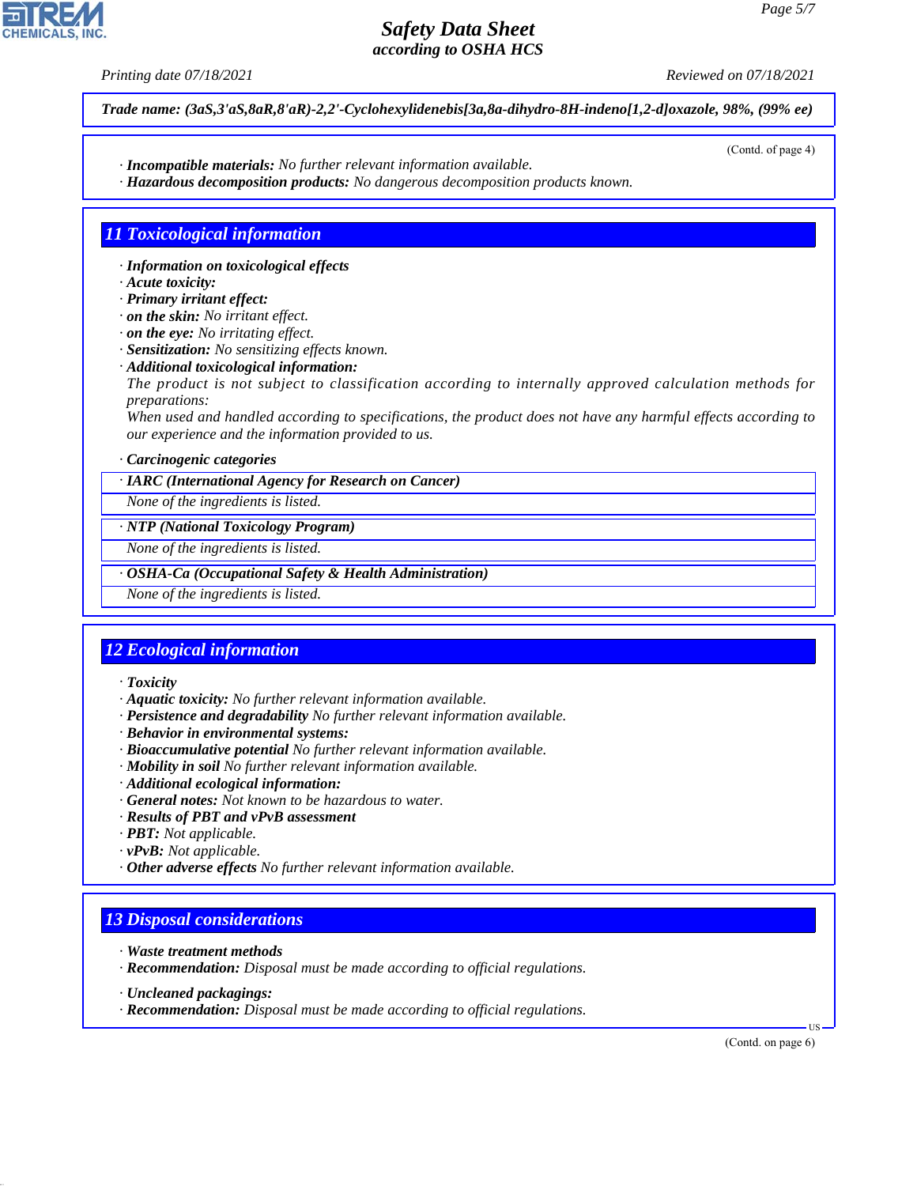**Trade name: (3aS,3'aS,8aR,8'aR)-2,2'-Cyclohexylidenebis[3a,8a-dihydro-8H-indeno[1,2-d]oxazole, 98%, (99% ee)**

(Contd. of page 4)

· **Incompatible materials:** No further relevant information available.
· **Hazardous decomposition products:** No dangerous decomposition products known.

## 11 Toxicological information

· **Information on toxicological effects**
· **Acute toxicity:**
· **Primary irritant effect:**
· **on the skin:** No irritant effect.
· **on the eye:** No irritating effect.
· **Sensitization:** No sensitizing effects known.
· **Additional toxicological information:**
The product is not subject to classification according to internally approved calculation methods for preparations:
When used and handled according to specifications, the product does not have any harmful effects according to our experience and the information provided to us.

· **Carcinogenic categories**

| · **IARC (International Agency for Research on Cancer)** |
|---|
| None of the ingredients is listed. |

| · **NTP (National Toxicology Program)** |
|---|
| None of the ingredients is listed. |

| · **OSHA-Ca (Occupational Safety & Health Administration)** |
|---|
| None of the ingredients is listed. |

## 12 Ecological information

· **Toxicity**
· **Aquatic toxicity:** No further relevant information available.
· **Persistence and degradability** No further relevant information available.
· **Behavior in environmental systems:**
· **Bioaccumulative potential** No further relevant information available.
· **Mobility in soil** No further relevant information available.
· **Additional ecological information:**
· **General notes:** Not known to be hazardous to water.
· **Results of PBT and vPvB assessment**
· **PBT:** Not applicable.
· **vPvB:** Not applicable.
· **Other adverse effects** No further relevant information available.

## 13 Disposal considerations

· **Waste treatment methods**
· **Recommendation:** Disposal must be made according to official regulations.

· **Uncleaned packagings:**
· **Recommendation:** Disposal must be made according to official regulations.

(Contd. on page 6)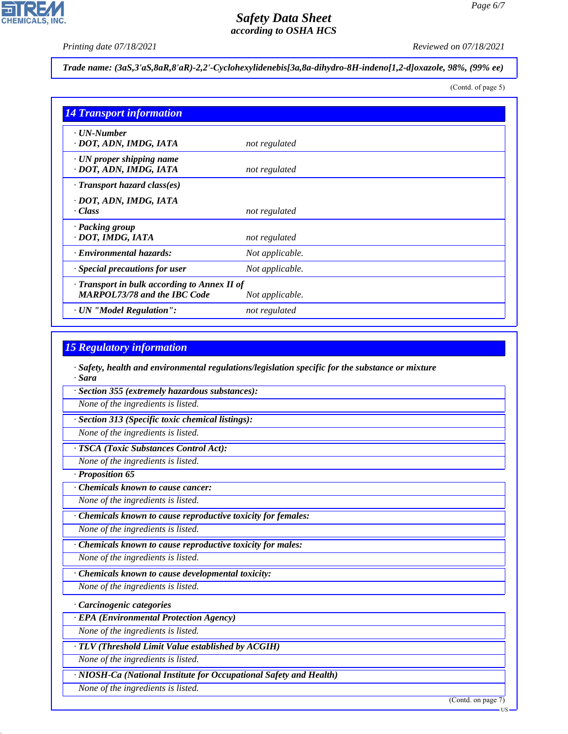*Trade name: (3aS,3'aS,8aR,8'aR)-2,2'-Cyclohexylidenebis[3a,8a-dihydro-8H-indeno[1,2-d]oxazole, 98%, (99% ee)*

(Contd. of page 5)

## 14 Transport information

| | |
|---|---|
| **· UN-Number** | |
| **· DOT, ADN, IMDG, IATA** | *not regulated* |
| **· UN proper shipping name** | |
| **· DOT, ADN, IMDG, IATA** | *not regulated* |
| **· Transport hazard class(es)** | |
| **· DOT, ADN, IMDG, IATA** | |
| **· Class** | *not regulated* |
| **· Packing group** | |
| **· DOT, IMDG, IATA** | *not regulated* |
| **· Environmental hazards:** | *Not applicable.* |
| **· Special precautions for user** | *Not applicable.* |
| **· Transport in bulk according to Annex II of MARPOL73/78 and the IBC Code** | *Not applicable.* |
| **· UN "Model Regulation":** | *not regulated* |

## 15 Regulatory information

**· Safety, health and environmental regulations/legislation specific for the substance or mixture**

**· Sara**

**· Section 355 (extremely hazardous substances):**

*None of the ingredients is listed.*

**· Section 313 (Specific toxic chemical listings):**

*None of the ingredients is listed.*

**· TSCA (Toxic Substances Control Act):**

*None of the ingredients is listed.*

**· Proposition 65**

**· Chemicals known to cause cancer:**

*None of the ingredients is listed.*

**· Chemicals known to cause reproductive toxicity for females:**

*None of the ingredients is listed.*

**· Chemicals known to cause reproductive toxicity for males:**

*None of the ingredients is listed.*

**· Chemicals known to cause developmental toxicity:**

*None of the ingredients is listed.*

**· Carcinogenic categories**

**· EPA (Environmental Protection Agency)**

*None of the ingredients is listed.*

**· TLV (Threshold Limit Value established by ACGIH)**

*None of the ingredients is listed.*

**· NIOSH-Ca (National Institute for Occupational Safety and Health)**

*None of the ingredients is listed.*

(Contd. on page 7)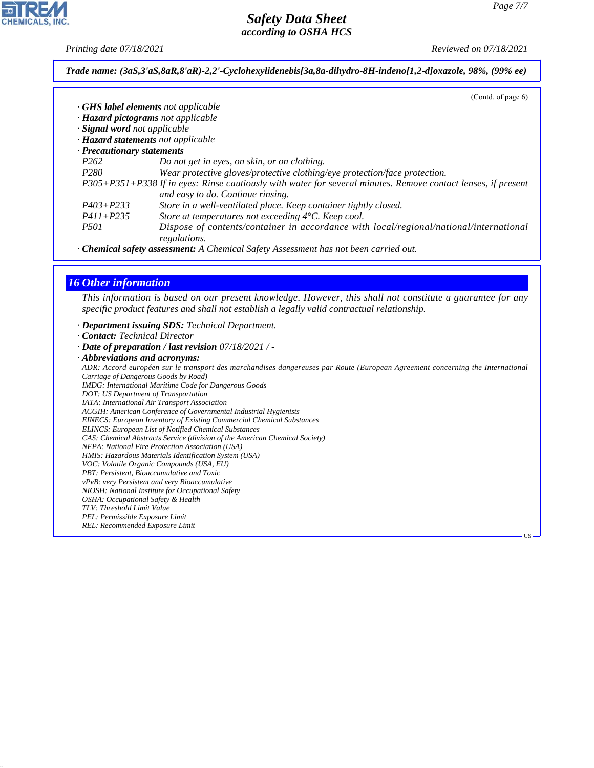**Trade name: (3aS,3'aS,8aR,8'aR)-2,2'-Cyclohexylidenebis[3a,8a-dihydro-8H-indeno[1,2-d]oxazole, 98%, (99% ee)**

(Contd. of page 6)

· **GHS label elements** not applicable
· **Hazard pictograms** not applicable
· **Signal word** not applicable
· **Hazard statements** not applicable
· **Precautionary statements**

| | |
|---|---|
| P262 | Do not get in eyes, on skin, or on clothing. |
| P280 | Wear protective gloves/protective clothing/eye protection/face protection. |
| P305+P351+P338 | If in eyes: Rinse cautiously with water for several minutes. Remove contact lenses, if present and easy to do. Continue rinsing. |
| P403+P233 | Store in a well-ventilated place. Keep container tightly closed. |
| P411+P235 | Store at temperatures not exceeding 4°C. Keep cool. |
| P501 | Dispose of contents/container in accordance with local/regional/national/international regulations. |

· **Chemical safety assessment:** A Chemical Safety Assessment has not been carried out.

## 16 Other information

This information is based on our present knowledge. However, this shall not constitute a guarantee for any specific product features and shall not establish a legally valid contractual relationship.

· **Department issuing SDS:** Technical Department.
· **Contact:** Technical Director
· **Date of preparation / last revision** 07/18/2021 / -
· **Abbreviations and acronyms:**

ADR: Accord européen sur le transport des marchandises dangereuses par Route (European Agreement concerning the International Carriage of Dangerous Goods by Road)
IMDG: International Maritime Code for Dangerous Goods
DOT: US Department of Transportation
IATA: International Air Transport Association
ACGIH: American Conference of Governmental Industrial Hygienists
EINECS: European Inventory of Existing Commercial Chemical Substances
ELINCS: European List of Notified Chemical Substances
CAS: Chemical Abstracts Service (division of the American Chemical Society)
NFPA: National Fire Protection Association (USA)
HMIS: Hazardous Materials Identification System (USA)
VOC: Volatile Organic Compounds (USA, EU)
PBT: Persistent, Bioaccumulative and Toxic
vPvB: very Persistent and very Bioaccumulative
NIOSH: National Institute for Occupational Safety
OSHA: Occupational Safety & Health
TLV: Threshold Limit Value
PEL: Permissible Exposure Limit
REL: Recommended Exposure Limit